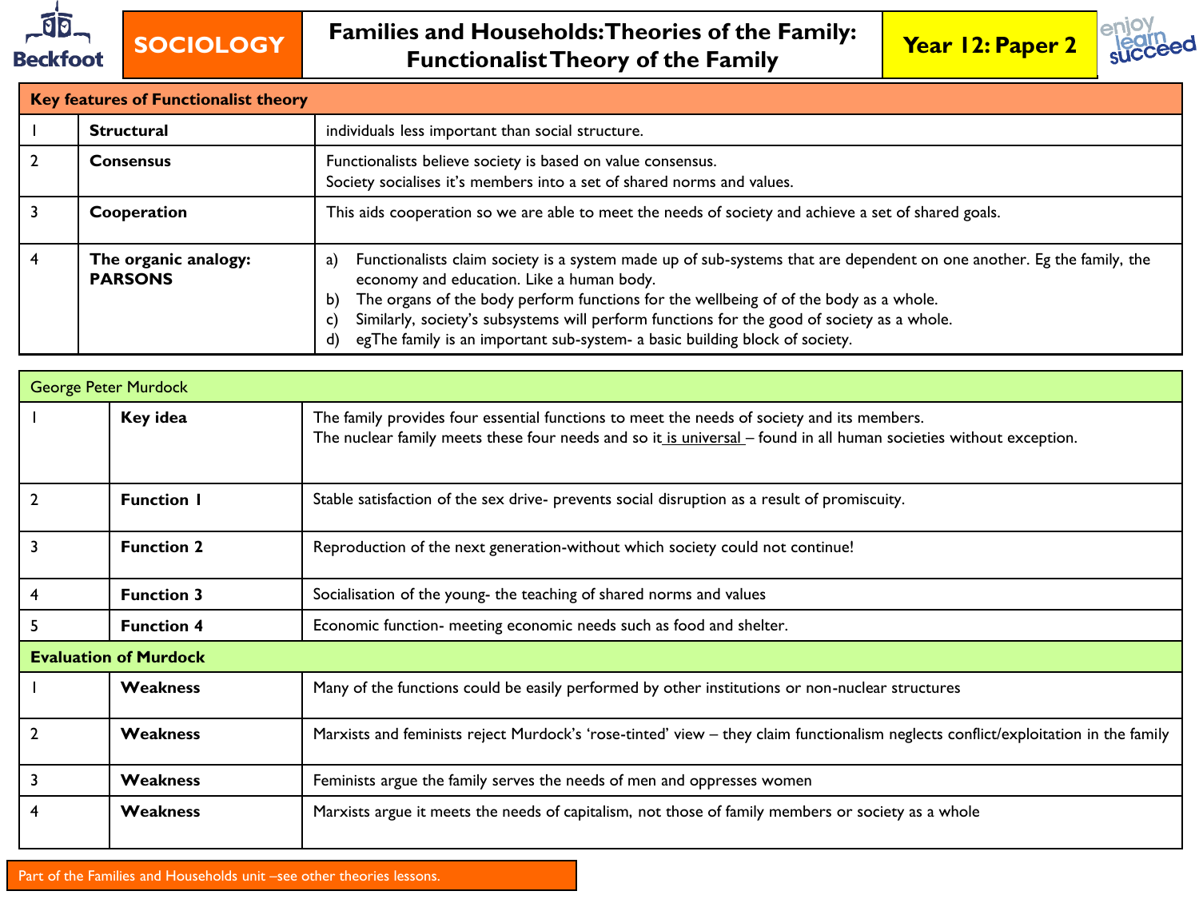# SOCIOLOGY

## Families and Households: Theories of the Family: Functionalist Theory of the Family

**Year 12: Paper 2**

| Key features of Functionalist theory | | |
|---|---|---|
| 1 | **Structural** | individuals less important than social structure. |
| 2 | **Consensus** | Functionalists believe society is based on value consensus. Society socialises it's members into a set of shared norms and values. |
| 3 | **Cooperation** | This aids cooperation so we are able to meet the needs of society and achieve a set of shared goals. |
| 4 | **The organic analogy: PARSONS** | a) Functionalists claim society is a system made up of sub-systems that are dependent on one another. Eg the family, the economy and education. Like a human body.<br>b) The organs of the body perform functions for the wellbeing of of the body as a whole.<br>c) Similarly, society's subsystems will perform functions for the good of society as a whole.<br>d) egThe family is an important sub-system- a basic building block of society. |

| George Peter Murdock | | |
|---|---|---|
| 1 | **Key idea** | The family provides four essential functions to meet the needs of society and its members. The nuclear family meets these four needs and so it is universal – found in all human societies without exception. |
| 2 | **Function 1** | Stable satisfaction of the sex drive- prevents social disruption as a result of promiscuity. |
| 3 | **Function 2** | Reproduction of the next generation-without which society could not continue! |
| 4 | **Function 3** | Socialisation of the young- the teaching of shared norms and values |
| 5 | **Function 4** | Economic function- meeting economic needs such as food and shelter. |
| **Evaluation of Murdock** | | |
| 1 | **Weakness** | Many of the functions could be easily performed by other institutions or non-nuclear structures |
| 2 | **Weakness** | Marxists and feminists reject Murdock's 'rose-tinted' view – they claim functionalism neglects conflict/exploitation in the family |
| 3 | **Weakness** | Feminists argue the family serves the needs of men and oppresses women |
| 4 | **Weakness** | Marxists argue it meets the needs of capitalism, not those of family members or society as a whole |

Part of the Families and Households unit –see other theories lessons.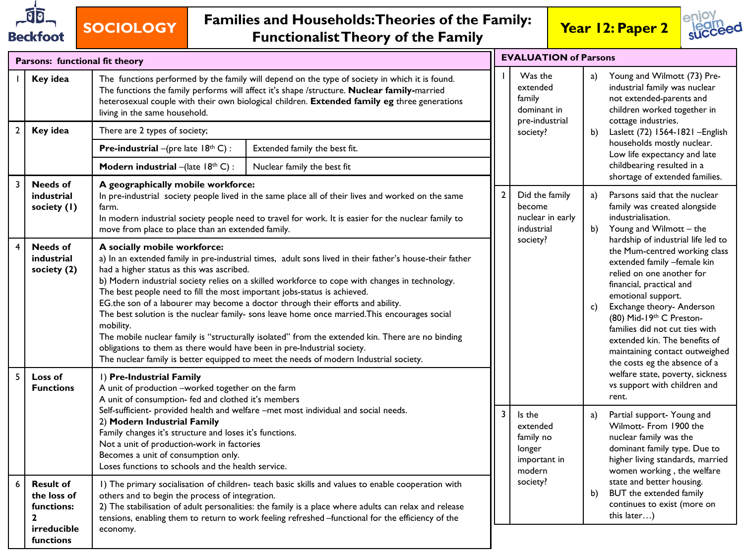# SOCIOLOGY — Families and Households: Theories of the Family: Functionalist Theory of the Family — Year 12: Paper 2

## Parsons: functional fit theory

| | | |
|---|---|---|
| 1 | **Key idea** | The functions performed by the family will depend on the type of society in which it is found. The functions the family performs will affect it's shape /structure. **Nuclear family-**married heterosexual couple with their own biological children. **Extended family eg** three generations living in the same household. |
| 2 | **Key idea** | There are 2 types of society; **Pre-industrial** –(pre late 18th C) : Extended family the best fit. **Modern industrial** –(late 18th C) : Nuclear family the best fit |
| 3 | **Needs of industrial society (1)** | **A geographically mobile workforce:** In pre-industrial society people lived in the same place all of their lives and worked on the same farm. In modern industrial society people need to travel for work. It is easier for the nuclear family to move from place to place than an extended family. |
| 4 | **Needs of industrial society (2)** | **A socially mobile workforce:** a) In an extended family in pre-industrial times, adult sons lived in their father's house-their father had a higher status as this was ascribed. b) Modern industrial society relies on a skilled workforce to cope with changes in technology. The best people need to fill the most important jobs-status is achieved. EG.the son of a labourer may become a doctor through their efforts and ability. The best solution is the nuclear family- sons leave home once married.This encourages social mobility. The mobile nuclear family is "structurally isolated" from the extended kin. There are no binding obligations to them as there would have been in pre-Industrial society. The nuclear family is better equipped to meet the needs of modern Industrial society. |
| 5 | **Loss of Functions** | 1) **Pre-Industrial Family** A unit of production –worked together on the farm. A unit of consumption- fed and clothed it's members. Self-sufficient- provided health and welfare –met most individual and social needs. 2) **Modern Industrial Family** Family changes it's structure and loses it's functions. Not a unit of production-work in factories. Becomes a unit of consumption only. Loses functions to schools and the health service. |
| 6 | **Result of the loss of functions: 2 irreducible functions** | 1) The primary socialisation of children- teach basic skills and values to enable cooperation with others and to begin the process of integration. 2) The stabilisation of adult personalities: the family is a place where adults can relax and release tensions, enabling them to return to work feeling refreshed –functional for the efficiency of the economy. |

## EVALUATION of Parsons

| | | |
|---|---|---|
| 1 | Was the extended family dominant in pre-industrial society? | a) Young and Wilmott (73) Pre-industrial family was nuclear not extended-parents and children worked together in cottage industries. b) Laslett (72) 1564-1821 –English households mostly nuclear. Low life expectancy and late childbearing resulted in a shortage of extended families. |
| 2 | Did the family become nuclear in early industrial society? | a) Parsons said that the nuclear family was created alongside industrialisation. b) Young and Wilmott – the hardship of industrial life led to the Mum-centred working class extended family –female kin relied on one another for financial, practical and emotional support. c) Exchange theory- Anderson (80) Mid-19th C Preston- families did not cut ties with extended kin. The benefits of maintaining contact outweighed the costs eg the absence of a welfare state, poverty, sickness vs support with children and rent. |
| 3 | Is the extended family no longer important in modern society? | a) Partial support- Young and Wilmott- From 1900 the nuclear family was the dominant family type. Due to higher living standards, married women working , the welfare state and better housing. b) BUT the extended family continues to exist (more on this later…) |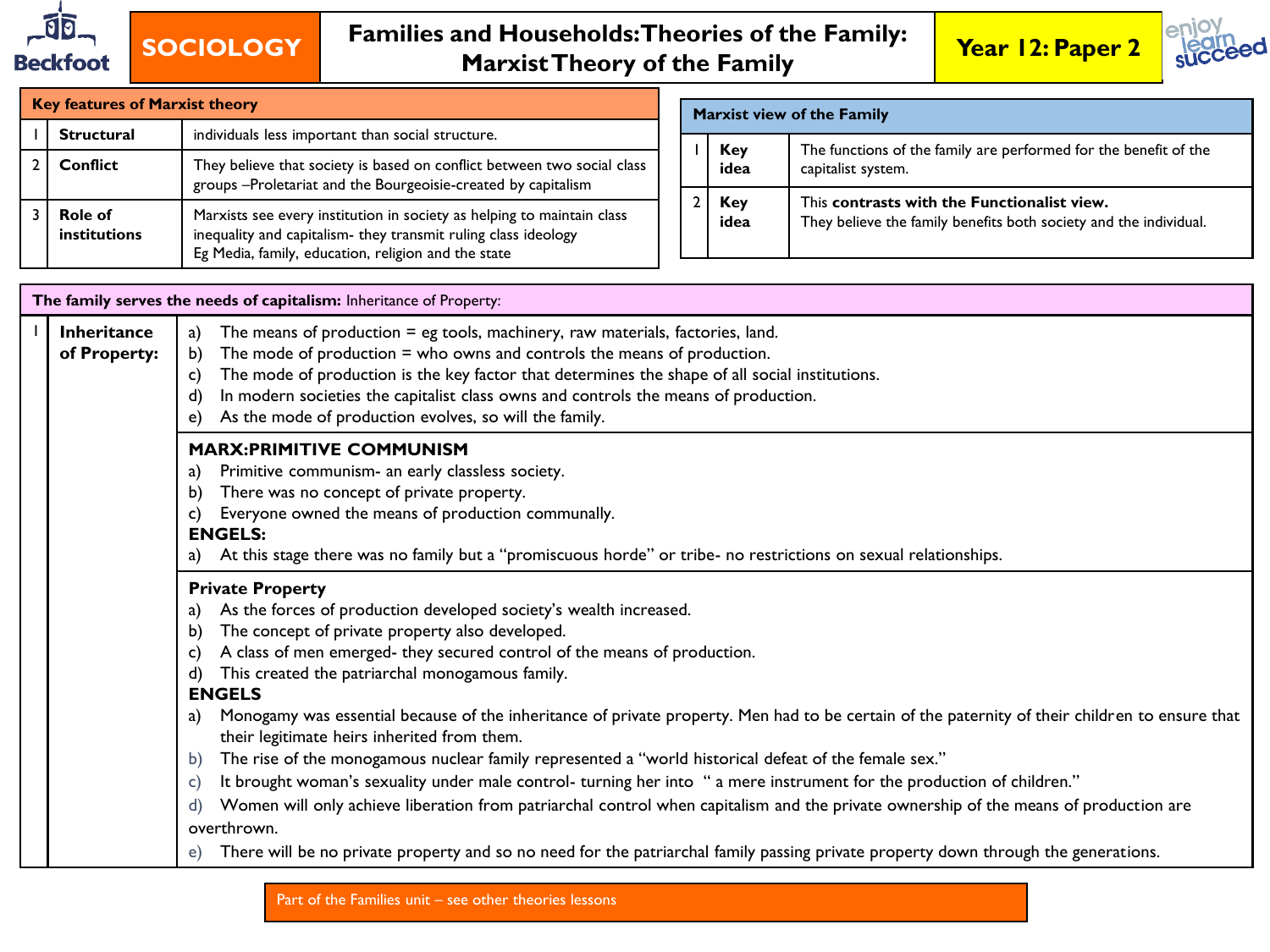# SOCIOLOGY

## Families and Households: Theories of the Family: Marxist Theory of the Family

**Year 12: Paper 2**

| Key features of Marxist theory | | |
|---|---|---|
| 1 | **Structural** | individuals less important than social structure. |
| 2 | **Conflict** | They believe that society is based on conflict between two social class groups –Proletariat and the Bourgeoisie-created by capitalism |
| 3 | **Role of institutions** | Marxists see every institution in society as helping to maintain class inequality and capitalism- they transmit ruling class ideology Eg Media, family, education, religion and the state |

| Marxist view of the Family | | |
|---|---|---|
| 1 | **Key idea** | The functions of the family are performed for the benefit of the capitalist system. |
| 2 | **Key idea** | This **contrasts with the Functionalist view.** They believe the family benefits both society and the individual. |

**The family serves the needs of capitalism:** Inheritance of Property:

**1 Inheritance of Property:**

a) The means of production = eg tools, machinery, raw materials, factories, land.
b) The mode of production = who owns and controls the means of production.
c) The mode of production is the key factor that determines the shape of all social institutions.
d) In modern societies the capitalist class owns and controls the means of production.
e) As the mode of production evolves, so will the family.

**MARX:PRIMITIVE COMMUNISM**

a) Primitive communism- an early classless society.
b) There was no concept of private property.
c) Everyone owned the means of production communally.

**ENGELS:**

a) At this stage there was no family but a "promiscuous horde" or tribe- no restrictions on sexual relationships.

**Private Property**

a) As the forces of production developed society's wealth increased.
b) The concept of private property also developed.
c) A class of men emerged- they secured control of the means of production.
d) This created the patriarchal monogamous family.

**ENGELS**

a) Monogamy was essential because of the inheritance of private property. Men had to be certain of the paternity of their children to ensure that their legitimate heirs inherited from them.
b) The rise of the monogamous nuclear family represented a "world historical defeat of the female sex."
c) It brought woman's sexuality under male control- turning her into " a mere instrument for the production of children."
d) Women will only achieve liberation from patriarchal control when capitalism and the private ownership of the means of production are overthrown.
e) There will be no private property and so no need for the patriarchal family passing private property down through the generations.

Part of the Families unit – see other theories lessons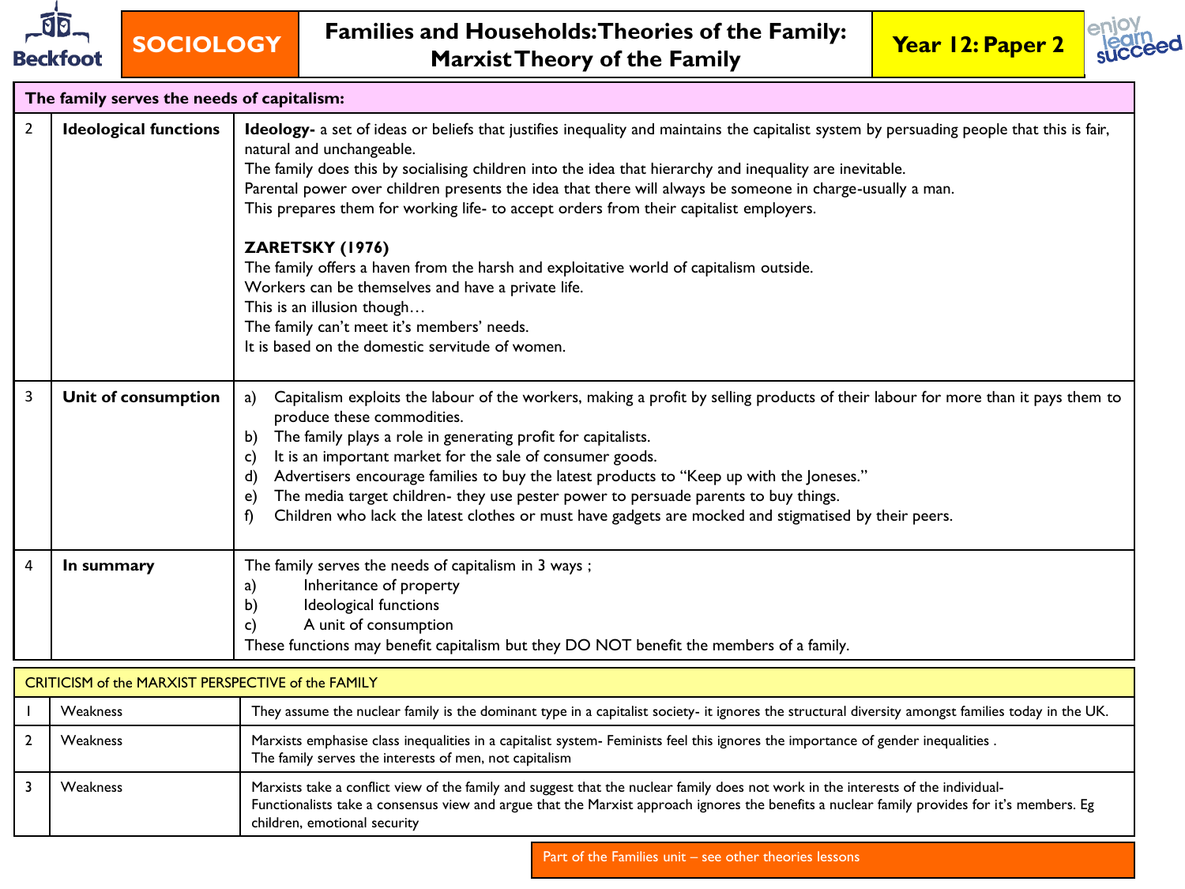# SOCIOLOGY

## Families and Households: Theories of the Family: Marxist Theory of the Family

**Year 12: Paper 2**

| The family serves the needs of capitalism: | | |
|---|---|---|
| 2 | **Ideological functions** | **Ideology-** a set of ideas or beliefs that justifies inequality and maintains the capitalist system by persuading people that this is fair, natural and unchangeable.<br>The family does this by socialising children into the idea that hierarchy and inequality are inevitable.<br>Parental power over children presents the idea that there will always be someone in charge-usually a man.<br>This prepares them for working life- to accept orders from their capitalist employers.<br><br>**ZARETSKY (1976)**<br>The family offers a haven from the harsh and exploitative world of capitalism outside.<br>Workers can be themselves and have a private life.<br>This is an illusion though…<br>The family can't meet it's members' needs.<br>It is based on the domestic servitude of women. |
| 3 | **Unit of consumption** | a) Capitalism exploits the labour of the workers, making a profit by selling products of their labour for more than it pays them to produce these commodities.<br>b) The family plays a role in generating profit for capitalists.<br>c) It is an important market for the sale of consumer goods.<br>d) Advertisers encourage families to buy the latest products to "Keep up with the Joneses."<br>e) The media target children- they use pester power to persuade parents to buy things.<br>f) Children who lack the latest clothes or must have gadgets are mocked and stigmatised by their peers. |
| 4 | **In summary** | The family serves the needs of capitalism in 3 ways ;<br>a) Inheritance of property<br>b) Ideological functions<br>c) A unit of consumption<br>These functions may benefit capitalism but they DO NOT benefit the members of a family. |

| CRITICISM of the MARXIST PERSPECTIVE of the FAMILY | | |
|---|---|---|
| 1 | Weakness | They assume the nuclear family is the dominant type in a capitalist society- it ignores the structural diversity amongst families today in the UK. |
| 2 | Weakness | Marxists emphasise class inequalities in a capitalist system- Feminists feel this ignores the importance of gender inequalities .<br>The family serves the interests of men, not capitalism |
| 3 | Weakness | Marxists take a conflict view of the family and suggest that the nuclear family does not work in the interests of the individual-<br>Functionalists take a consensus view and argue that the Marxist approach ignores the benefits a nuclear family provides for it's members. Eg children, emotional security |

Part of the Families unit – see other theories lessons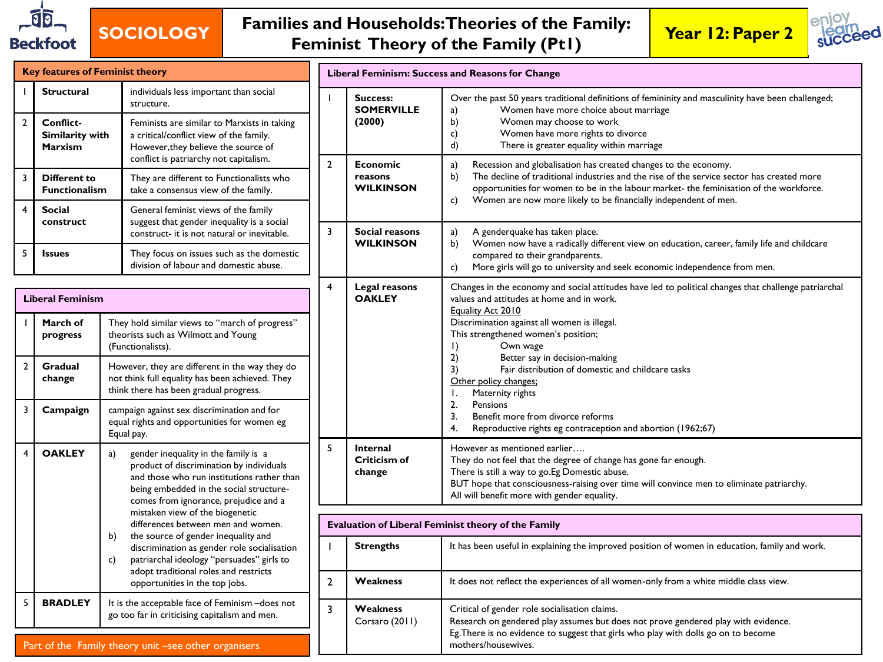# SOCIOLOGY

## Families and Households: Theories of the Family: Feminist Theory of the Family (Pt1)

**Year 12: Paper 2**

| Key features of Feminist theory | | |
|---|---|---|
| 1 | **Structural** | individuals less important than social structure. |
| 2 | **Conflict- Similarity with Marxism** | Feminists are similar to Marxists in taking a critical/conflict view of the family. However, they believe the source of conflict is patriarchy not capitalism. |
| 3 | **Different to Functionalism** | They are different to Functionalists who take a consensus view of the family. |
| 4 | **Social construct** | General feminist views of the family suggest that gender inequality is a social construct- it is not natural or inevitable. |
| 5 | **Issues** | They focus on issues such as the domestic division of labour and domestic abuse. |

| Liberal Feminism | | |
|---|---|---|
| 1 | **March of progress** | They hold similar views to "march of progress" theorists such as Wilmott and Young (Functionalists). |
| 2 | **Gradual change** | However, they are different in the way they do not think full equality has been achieved. They think there has been gradual progress. |
| 3 | **Campaign** | campaign against sex discrimination and for equal rights and opportunities for women eg Equal pay. |
| 4 | **OAKLEY** | a) gender inequality in the family is a product of discrimination by individuals and those who run institutions rather than being embedded in the social structure- comes from ignorance, prejudice and a mistaken view of the biogenetic differences between men and women.<br>b) the source of gender inequality and discrimination as gender role socialisation<br>c) patriarchal ideology "persuades" girls to adopt traditional roles and restricts opportunities in the top jobs. |
| 5 | **BRADLEY** | It is the acceptable face of Feminism –does not go too far in criticising capitalism and men. |

Part of the Family theory unit –see other organisers

| Liberal Feminism: Success and Reasons for Change | | |
|---|---|---|
| 1 | **Success: SOMERVILLE (2000)** | Over the past 50 years traditional definitions of femininity and masculinity have been challenged;<br>a) Women have more choice about marriage<br>b) Women may choose to work<br>c) Women have more rights to divorce<br>d) There is greater equality within marriage |
| 2 | **Economic reasons WILKINSON** | a) Recession and globalisation has created changes to the economy.<br>b) The decline of traditional industries and the rise of the service sector has created more opportunities for women to be in the labour market- the feminisation of the workforce.<br>c) Women are now more likely to be financially independent of men. |
| 3 | **Social reasons WILKINSON** | a) A genderquake has taken place.<br>b) Women now have a radically different view on education, career, family life and childcare compared to their grandparents.<br>c) More girls will go to university and seek economic independence from men. |
| 4 | **Legal reasons OAKLEY** | Changes in the economy and social attitudes have led to political changes that challenge patriarchal values and attitudes at home and in work.<br>Equality Act 2010<br>Discrimination against all women is illegal.<br>This strengthened women's position;<br>1) Own wage<br>2) Better say in decision-making<br>3) Fair distribution of domestic and childcare tasks<br>Other policy changes;<br>1. Maternity rights<br>2. Pensions<br>3. Benefit more from divorce reforms<br>4. Reproductive rights eg contraception and abortion (1962;67) |
| 5 | **Internal Criticism of change** | However as mentioned earlier….<br>They do not feel that the degree of change has gone far enough.<br>There is still a way to go. Eg Domestic abuse.<br>BUT hope that consciousness-raising over time will convince men to eliminate patriarchy.<br>All will benefit more with gender equality. |

| Evaluation of Liberal Feminist theory of the Family | | |
|---|---|---|
| 1 | **Strengths** | It has been useful in explaining the improved position of women in education, family and work. |
| 2 | **Weakness** | It does not reflect the experiences of all women-only from a white middle class view. |
| 3 | **Weakness** Corsaro (2011) | Critical of gender role socialisation claims.<br>Research on gendered play assumes but does not prove gendered play with evidence.<br>Eg. There is no evidence to suggest that girls who play with dolls go on to become mothers/housewives. |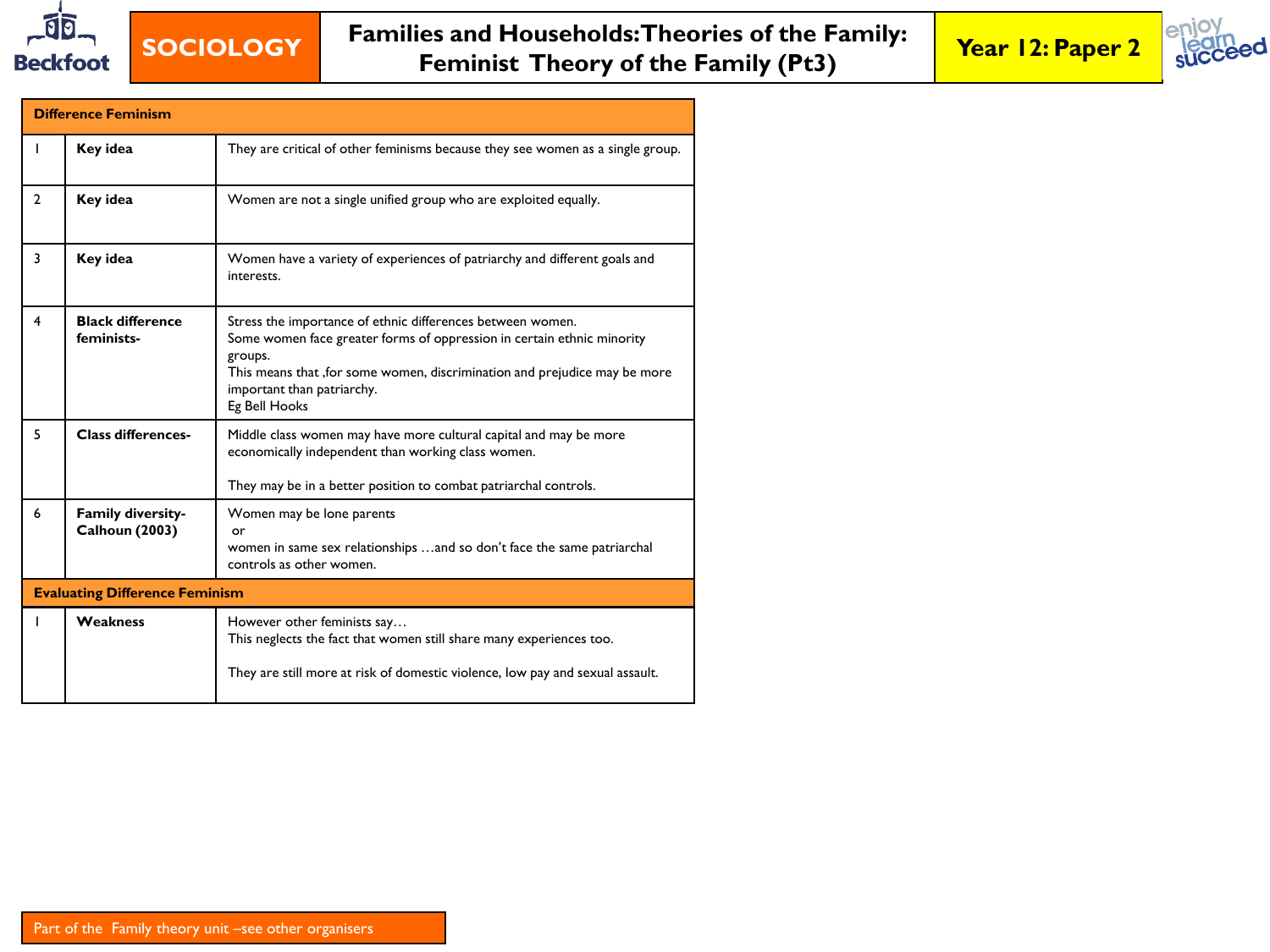# SOCIOLOGY

## Families and Households: Theories of the Family: Feminist Theory of the Family (Pt3)

**Year 12: Paper 2**

| Difference Feminism | | |
|---|---|---|
| 1 | **Key idea** | They are critical of other feminisms because they see women as a single group. |
| 2 | **Key idea** | Women are not a single unified group who are exploited equally. |
| 3 | **Key idea** | Women have a variety of experiences of patriarchy and different goals and interests. |
| 4 | **Black difference feminists-** | Stress the importance of ethnic differences between women. Some women face greater forms of oppression in certain ethnic minority groups. This means that ,for some women, discrimination and prejudice may be more important than patriarchy. Eg Bell Hooks |
| 5 | **Class differences-** | Middle class women may have more cultural capital and may be more economically independent than working class women. They may be in a better position to combat patriarchal controls. |
| 6 | **Family diversity- Calhoun (2003)** | Women may be lone parents or women in same sex relationships …and so don't face the same patriarchal controls as other women. |
| **Evaluating Difference Feminism** | | |
| 1 | **Weakness** | However other feminists say… This neglects the fact that women still share many experiences too. They are still more at risk of domestic violence, low pay and sexual assault. |

Part of the Family theory unit –see other organisers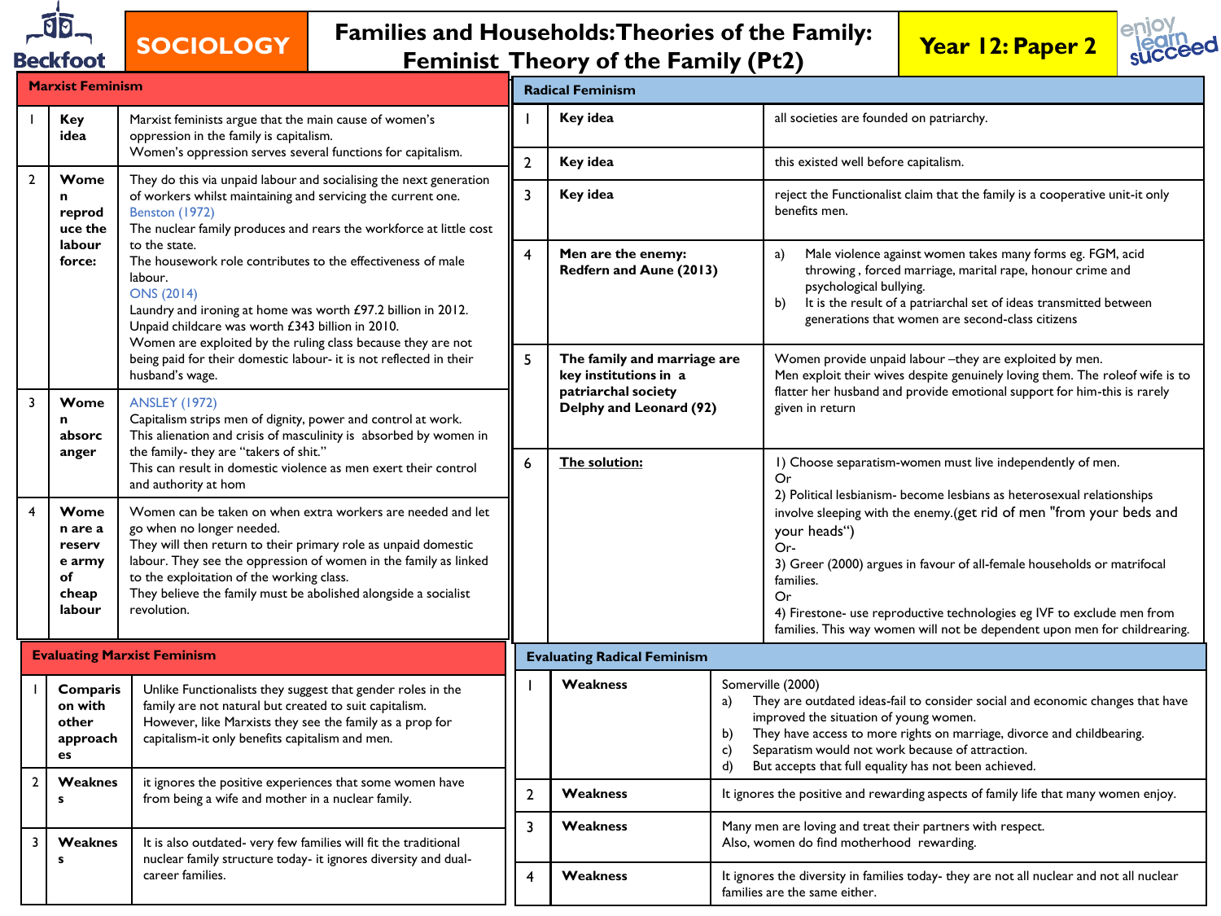# SOCIOLOGY

## Families and Households: Theories of the Family: Feminist Theory of the Family (Pt2)

**Year 12: Paper 2**

### Marxist Feminism

| | | |
|---|---|---|
| 1 | **Key idea** | Marxist feminists argue that the main cause of women's oppression in the family is capitalism.<br>Women's oppression serves several functions for capitalism. |
| 2 | **Women reproduce the labour force:** | They do this via unpaid labour and socialising the next generation of workers whilst maintaining and servicing the current one.<br>Benston (1972)<br>The nuclear family produces and rears the workforce at little cost to the state.<br>The housework role contributes to the effectiveness of male labour.<br>ONS (2014)<br>Laundry and ironing at home was worth £97.2 billion in 2012. Unpaid childcare was worth £343 billion in 2010.<br>Women are exploited by the ruling class because they are not being paid for their domestic labour- it is not reflected in their husband's wage. |
| 3 | **Women absorb anger** | ANSLEY (1972)<br>Capitalism strips men of dignity, power and control at work.<br>This alienation and crisis of masculinity is absorbed by women in the family- they are "takers of shit."<br>This can result in domestic violence as men exert their control and authority at hom |
| 4 | **Women are a reserve army of cheap labour** | Women can be taken on when extra workers are needed and let go when no longer needed.<br>They will then return to their primary role as unpaid domestic labour. They see the oppression of women in the family as linked to the exploitation of the working class.<br>They believe the family must be abolished alongside a socialist revolution. |

### Evaluating Marxist Feminism

| | | |
|---|---|---|
| 1 | **Comparison with other approaches** | Unlike Functionalists they suggest that gender roles in the family are not natural but created to suit capitalism.<br>However, like Marxists they see the family as a prop for capitalism-it only benefits capitalism and men. |
| 2 | **Weakness** | it ignores the positive experiences that some women have from being a wife and mother in a nuclear family. |
| 3 | **Weakness** | It is also outdated- very few families will fit the traditional nuclear family structure today- it ignores diversity and dual-career families. |

### Radical Feminism

| | | |
|---|---|---|
| 1 | **Key idea** | all societies are founded on patriarchy. |
| 2 | **Key idea** | this existed well before capitalism. |
| 3 | **Key idea** | reject the Functionalist claim that the family is a cooperative unit-it only benefits men. |
| 4 | **Men are the enemy: Redfern and Aune (2013)** | a) Male violence against women takes many forms eg. FGM, acid throwing , forced marriage, marital rape, honour crime and psychological bullying.<br>b) It is the result of a patriarchal set of ideas transmitted between generations that women are second-class citizens |
| 5 | **The family and marriage are key institutions in a patriarchal society Delphy and Leonard (92)** | Women provide unpaid labour –they are exploited by men.<br>Men exploit their wives despite genuinely loving them. The roleof wife is to flatter her husband and provide emotional support for him-this is rarely given in return |
| 6 | **The solution:** | 1) Choose separatism-women must live independently of men.<br>Or<br>2) Political lesbianism- become lesbians as heterosexual relationships involve sleeping with the enemy.(get rid of men "from your beds and your heads")<br>Or-<br>3) Greer (2000) argues in favour of all-female households or matrifocal families.<br>Or<br>4) Firestone- use reproductive technologies eg IVF to exclude men from families. This way women will not be dependent upon men for childrearing. |

### Evaluating Radical Feminism

| | | |
|---|---|---|
| 1 | **Weakness** | Somerville (2000)<br>a) They are outdated ideas-fail to consider social and economic changes that have improved the situation of young women.<br>b) They have access to more rights on marriage, divorce and childbearing.<br>c) Separatism would not work because of attraction.<br>d) But accepts that full equality has not been achieved. |
| 2 | **Weakness** | It ignores the positive and rewarding aspects of family life that many women enjoy. |
| 3 | **Weakness** | Many men are loving and treat their partners with respect.<br>Also, women do find motherhood rewarding. |
| 4 | **Weakness** | It ignores the diversity in families today- they are not all nuclear and not all nuclear families are the same either. |